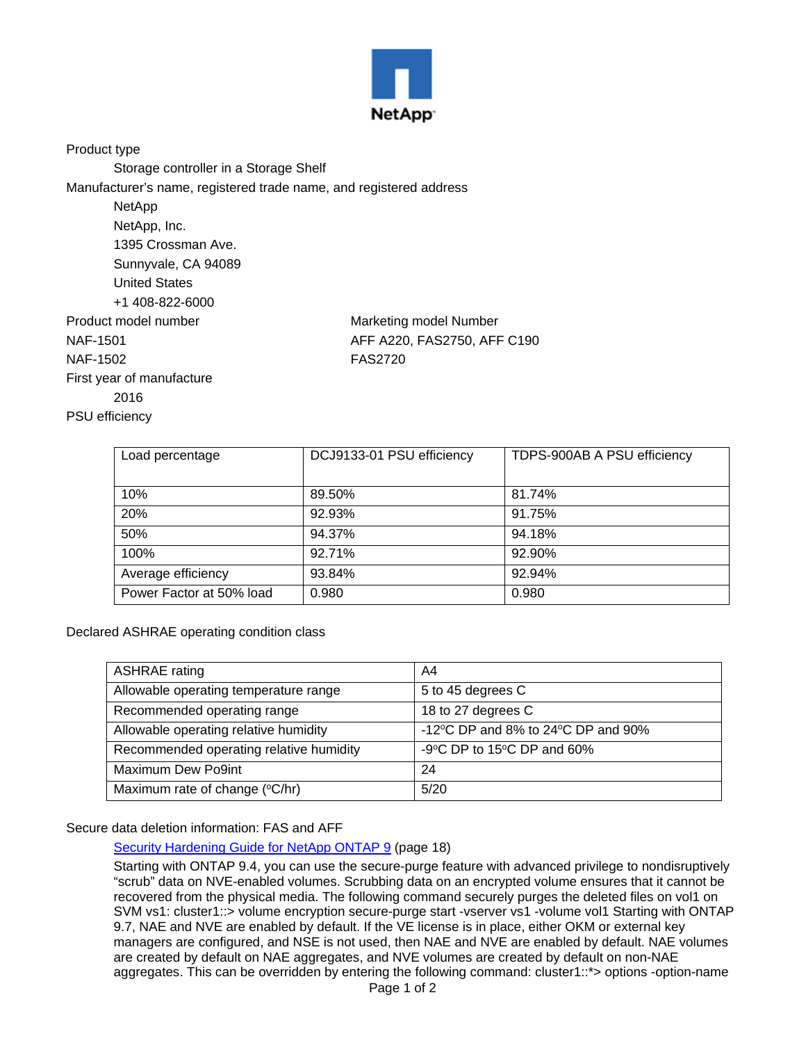NetApp

Product type

Storage controller in a Storage Shelf

Manufacturer's name, registered trade name, and registered address

NetApp
NetApp, Inc.
1395 Crossman Ave.
Sunnyvale, CA 94089
United States
+1 408-822-6000

| Product model number | Marketing model Number |
|---|---|
| NAF-1501 | AFF A220, FAS2750, AFF C190 |
| NAF-1502 | FAS2720 |

First year of manufacture

2016

PSU efficiency

| Load percentage | DCJ9133-01 PSU efficiency | TDPS-900AB A PSU efficiency |
|---|---|---|
| 10% | 89.50% | 81.74% |
| 20% | 92.93% | 91.75% |
| 50% | 94.37% | 94.18% |
| 100% | 92.71% | 92.90% |
| Average efficiency | 93.84% | 92.94% |
| Power Factor at 50% load | 0.980 | 0.980 |

Declared ASHRAE operating condition class

| ASHRAE rating | A4 |
|---|---|
| Allowable operating temperature range | 5 to 45 degrees C |
| Recommended operating range | 18 to 27 degrees C |
| Allowable operating relative humidity | -12ºC DP and 8% to 24ºC DP and 90% |
| Recommended operating relative humidity | -9ºC DP to 15ºC DP and 60% |
| Maximum Dew Po9int | 24 |
| Maximum rate of change (ºC/hr) | 5/20 |

Secure data deletion information: FAS and AFF

Security Hardening Guide for NetApp ONTAP 9 (page 18)

Starting with ONTAP 9.4, you can use the secure-purge feature with advanced privilege to nondisruptively "scrub" data on NVE-enabled volumes. Scrubbing data on an encrypted volume ensures that it cannot be recovered from the physical media. The following command securely purges the deleted files on vol1 on SVM vs1: cluster1::> volume encryption secure-purge start -vserver vs1 -volume vol1 Starting with ONTAP 9.7, NAE and NVE are enabled by default. If the VE license is in place, either OKM or external key managers are configured, and NSE is not used, then NAE and NVE are enabled by default. NAE volumes are created by default on NAE aggregates, and NVE volumes are created by default on non-NAE aggregates. This can be overridden by entering the following command: cluster1::*> options -option-name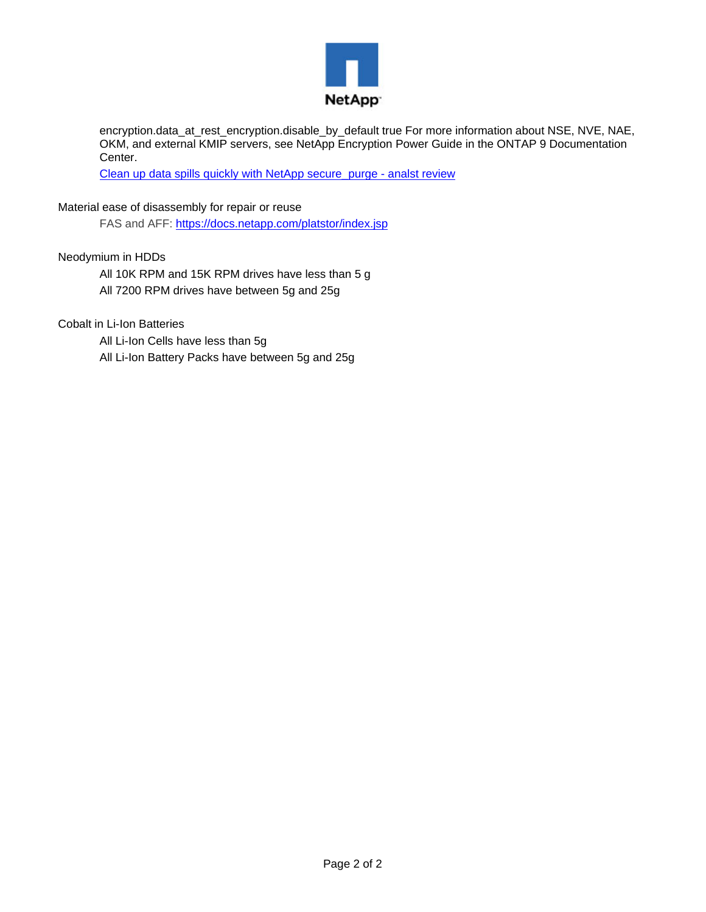encryption.data_at_rest_encryption.disable_by_default true For more information about NSE, NVE, NAE, OKM, and external KMIP servers, see NetApp Encryption Power Guide in the ONTAP 9 Documentation Center.

[Clean up data spills quickly with NetApp secure_purge - analst review]

Material ease of disassembly for repair or reuse

FAS and AFF: [https://docs.netapp.com/platstor/index.jsp](https://docs.netapp.com/platstor/index.jsp)

Neodymium in HDDs

All 10K RPM and 15K RPM drives have less than 5 g

All 7200 RPM drives have between 5g and 25g

Cobalt in Li-Ion Batteries

All Li-Ion Cells have less than 5g

All Li-Ion Battery Packs have between 5g and 25g